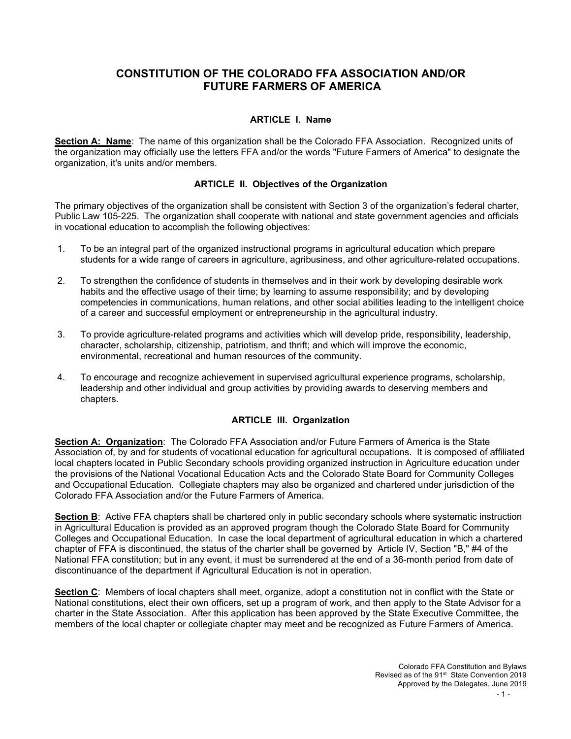# CONSTITUTION OF THE COLORADO FFA ASSOCIATION AND/OR FUTURE FARMERS OF AMERICA

## ARTICLE I. Name

**Section A: Name**: The name of this organization shall be the Colorado FFA Association. Recognized units of the organization may officially use the letters FFA and/or the words "Future Farmers of America" to designate the organization, it's units and/or members.

## ARTICLE II. Objectives of the Organization

The primary objectives of the organization shall be consistent with Section 3 of the organization's federal charter, Public Law 105-225. The organization shall cooperate with national and state government agencies and officials in vocational education to accomplish the following objectives:

1. To be an integral part of the organized instructional programs in agricultural education which prepare students for a wide range of careers in agriculture, agribusiness, and other agriculture-related occupations.

2. To strengthen the confidence of students in themselves and in their work by developing desirable work habits and the effective usage of their time; by learning to assume responsibility; and by developing competencies in communications, human relations, and other social abilities leading to the intelligent choice of a career and successful employment or entrepreneurship in the agricultural industry.

3. To provide agriculture-related programs and activities which will develop pride, responsibility, leadership, character, scholarship, citizenship, patriotism, and thrift; and which will improve the economic, environmental, recreational and human resources of the community.

4. To encourage and recognize achievement in supervised agricultural experience programs, scholarship, leadership and other individual and group activities by providing awards to deserving members and chapters.

## ARTICLE III. Organization

**Section A: Organization**: The Colorado FFA Association and/or Future Farmers of America is the State Association of, by and for students of vocational education for agricultural occupations. It is composed of affiliated local chapters located in Public Secondary schools providing organized instruction in Agriculture education under the provisions of the National Vocational Education Acts and the Colorado State Board for Community Colleges and Occupational Education. Collegiate chapters may also be organized and chartered under jurisdiction of the Colorado FFA Association and/or the Future Farmers of America.

**Section B**: Active FFA chapters shall be chartered only in public secondary schools where systematic instruction in Agricultural Education is provided as an approved program though the Colorado State Board for Community Colleges and Occupational Education. In case the local department of agricultural education in which a chartered chapter of FFA is discontinued, the status of the charter shall be governed by Article IV, Section "B," #4 of the National FFA constitution; but in any event, it must be surrendered at the end of a 36-month period from date of discontinuance of the department if Agricultural Education is not in operation.

**Section C**: Members of local chapters shall meet, organize, adopt a constitution not in conflict with the State or National constitutions, elect their own officers, set up a program of work, and then apply to the State Advisor for a charter in the State Association. After this application has been approved by the State Executive Committee, the members of the local chapter or collegiate chapter may meet and be recognized as Future Farmers of America.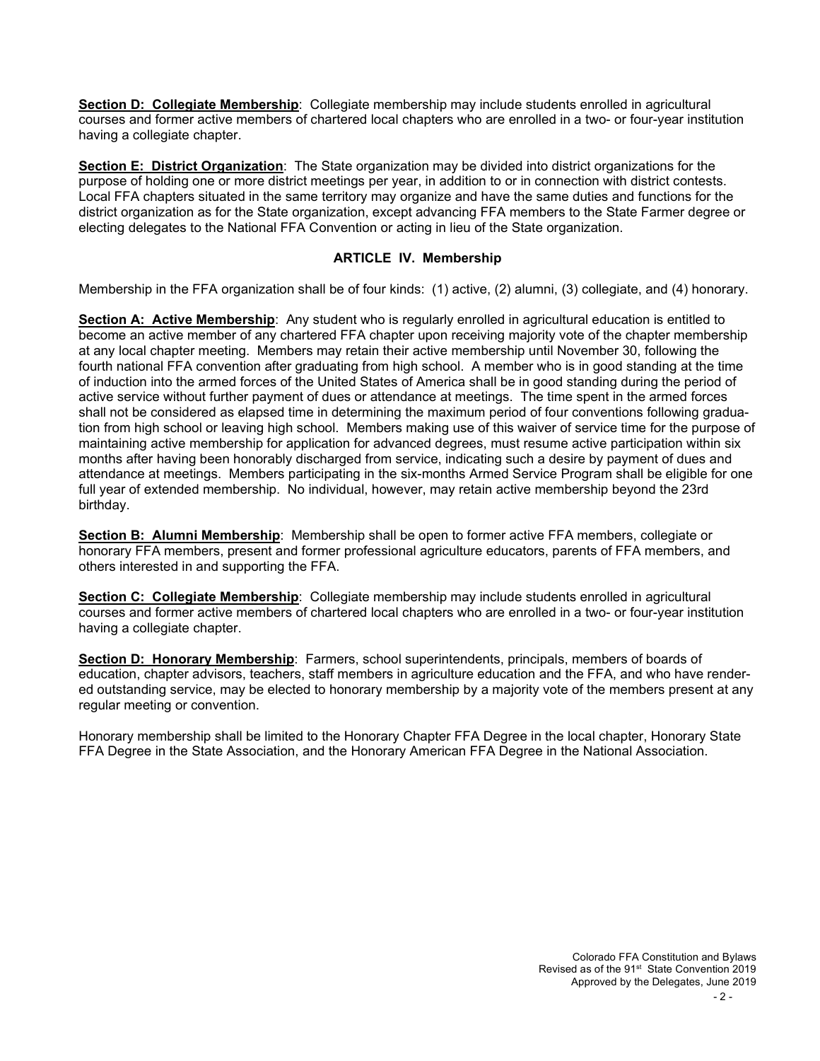**Section D: Collegiate Membership**: Collegiate membership may include students enrolled in agricultural courses and former active members of chartered local chapters who are enrolled in a two- or four-year institution having a collegiate chapter.

**Section E: District Organization**: The State organization may be divided into district organizations for the purpose of holding one or more district meetings per year, in addition to or in connection with district contests. Local FFA chapters situated in the same territory may organize and have the same duties and functions for the district organization as for the State organization, except advancing FFA members to the State Farmer degree or electing delegates to the National FFA Convention or acting in lieu of the State organization.

## ARTICLE IV. Membership

Membership in the FFA organization shall be of four kinds: (1) active, (2) alumni, (3) collegiate, and (4) honorary.

**Section A: Active Membership**: Any student who is regularly enrolled in agricultural education is entitled to become an active member of any chartered FFA chapter upon receiving majority vote of the chapter membership at any local chapter meeting. Members may retain their active membership until November 30, following the fourth national FFA convention after graduating from high school. A member who is in good standing at the time of induction into the armed forces of the United States of America shall be in good standing during the period of active service without further payment of dues or attendance at meetings. The time spent in the armed forces shall not be considered as elapsed time in determining the maximum period of four conventions following graduation from high school or leaving high school. Members making use of this waiver of service time for the purpose of maintaining active membership for application for advanced degrees, must resume active participation within six months after having been honorably discharged from service, indicating such a desire by payment of dues and attendance at meetings. Members participating in the six-months Armed Service Program shall be eligible for one full year of extended membership. No individual, however, may retain active membership beyond the 23rd birthday.

**Section B: Alumni Membership**: Membership shall be open to former active FFA members, collegiate or honorary FFA members, present and former professional agriculture educators, parents of FFA members, and others interested in and supporting the FFA.

**Section C: Collegiate Membership**: Collegiate membership may include students enrolled in agricultural courses and former active members of chartered local chapters who are enrolled in a two- or four-year institution having a collegiate chapter.

**Section D: Honorary Membership**: Farmers, school superintendents, principals, members of boards of education, chapter advisors, teachers, staff members in agriculture education and the FFA, and who have rendered outstanding service, may be elected to honorary membership by a majority vote of the members present at any regular meeting or convention.

Honorary membership shall be limited to the Honorary Chapter FFA Degree in the local chapter, Honorary State FFA Degree in the State Association, and the Honorary American FFA Degree in the National Association.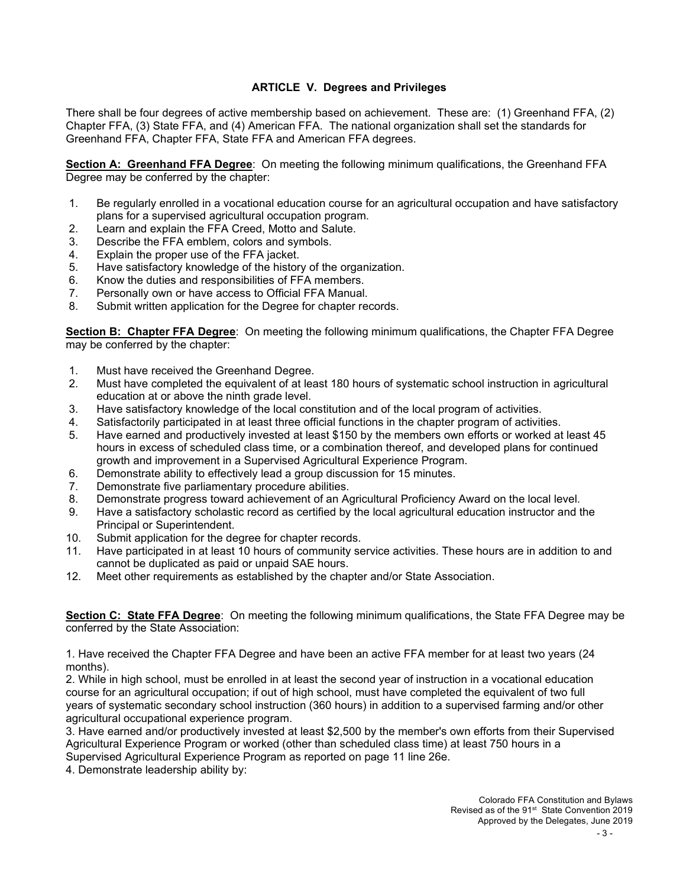## ARTICLE V. Degrees and Privileges

There shall be four degrees of active membership based on achievement. These are: (1) Greenhand FFA, (2) Chapter FFA, (3) State FFA, and (4) American FFA. The national organization shall set the standards for Greenhand FFA, Chapter FFA, State FFA and American FFA degrees.

**Section A: Greenhand FFA Degree**: On meeting the following minimum qualifications, the Greenhand FFA Degree may be conferred by the chapter:

1. Be regularly enrolled in a vocational education course for an agricultural occupation and have satisfactory plans for a supervised agricultural occupation program.
2. Learn and explain the FFA Creed, Motto and Salute.
3. Describe the FFA emblem, colors and symbols.
4. Explain the proper use of the FFA jacket.
5. Have satisfactory knowledge of the history of the organization.
6. Know the duties and responsibilities of FFA members.
7. Personally own or have access to Official FFA Manual.
8. Submit written application for the Degree for chapter records.

**Section B: Chapter FFA Degree**: On meeting the following minimum qualifications, the Chapter FFA Degree may be conferred by the chapter:

1. Must have received the Greenhand Degree.
2. Must have completed the equivalent of at least 180 hours of systematic school instruction in agricultural education at or above the ninth grade level.
3. Have satisfactory knowledge of the local constitution and of the local program of activities.
4. Satisfactorily participated in at least three official functions in the chapter program of activities.
5. Have earned and productively invested at least $150 by the members own efforts or worked at least 45 hours in excess of scheduled class time, or a combination thereof, and developed plans for continued growth and improvement in a Supervised Agricultural Experience Program.
6. Demonstrate ability to effectively lead a group discussion for 15 minutes.
7. Demonstrate five parliamentary procedure abilities.
8. Demonstrate progress toward achievement of an Agricultural Proficiency Award on the local level.
9. Have a satisfactory scholastic record as certified by the local agricultural education instructor and the Principal or Superintendent.
10. Submit application for the degree for chapter records.
11. Have participated in at least 10 hours of community service activities. These hours are in addition to and cannot be duplicated as paid or unpaid SAE hours.
12. Meet other requirements as established by the chapter and/or State Association.

**Section C: State FFA Degree**: On meeting the following minimum qualifications, the State FFA Degree may be conferred by the State Association:

1. Have received the Chapter FFA Degree and have been an active FFA member for at least two years (24 months).
2. While in high school, must be enrolled in at least the second year of instruction in a vocational education course for an agricultural occupation; if out of high school, must have completed the equivalent of two full years of systematic secondary school instruction (360 hours) in addition to a supervised farming and/or other agricultural occupational experience program.
3. Have earned and/or productively invested at least $2,500 by the member's own efforts from their Supervised Agricultural Experience Program or worked (other than scheduled class time) at least 750 hours in a Supervised Agricultural Experience Program as reported on page 11 line 26e.
4. Demonstrate leadership ability by: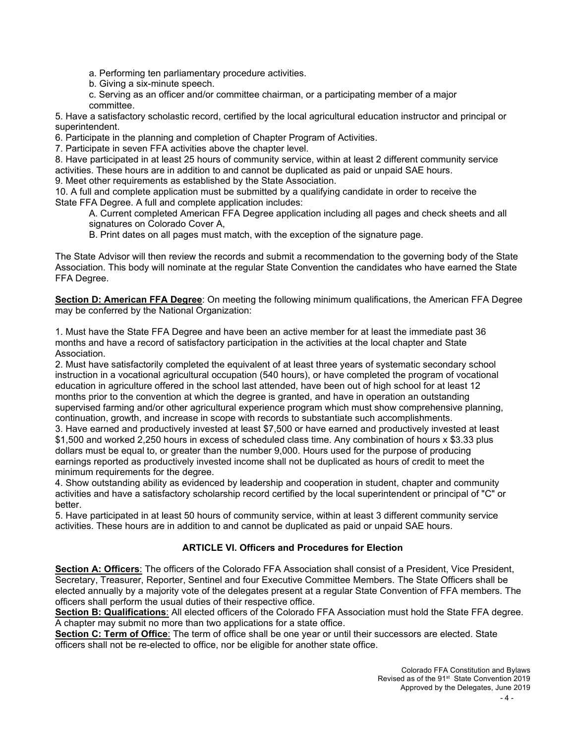a. Performing ten parliamentary procedure activities.

b. Giving a six-minute speech.

c. Serving as an officer and/or committee chairman, or a participating member of a major committee.

5. Have a satisfactory scholastic record, certified by the local agricultural education instructor and principal or superintendent.
6. Participate in the planning and completion of Chapter Program of Activities.
7. Participate in seven FFA activities above the chapter level.
8. Have participated in at least 25 hours of community service, within at least 2 different community service activities. These hours are in addition to and cannot be duplicated as paid or unpaid SAE hours.
9. Meet other requirements as established by the State Association.
10. A full and complete application must be submitted by a qualifying candidate in order to receive the State FFA Degree. A full and complete application includes:

A. Current completed American FFA Degree application including all pages and check sheets and all signatures on Colorado Cover A,

B. Print dates on all pages must match, with the exception of the signature page.

The State Advisor will then review the records and submit a recommendation to the governing body of the State Association. This body will nominate at the regular State Convention the candidates who have earned the State FFA Degree.

**Section D: American FFA Degree**: On meeting the following minimum qualifications, the American FFA Degree may be conferred by the National Organization:

1. Must have the State FFA Degree and have been an active member for at least the immediate past 36 months and have a record of satisfactory participation in the activities at the local chapter and State Association.
2. Must have satisfactorily completed the equivalent of at least three years of systematic secondary school instruction in a vocational agricultural occupation (540 hours), or have completed the program of vocational education in agriculture offered in the school last attended, have been out of high school for at least 12 months prior to the convention at which the degree is granted, and have in operation an outstanding supervised farming and/or other agricultural experience program which must show comprehensive planning, continuation, growth, and increase in scope with records to substantiate such accomplishments.
3. Have earned and productively invested at least $7,500 or have earned and productively invested at least $1,500 and worked 2,250 hours in excess of scheduled class time. Any combination of hours x $3.33 plus dollars must be equal to, or greater than the number 9,000. Hours used for the purpose of producing earnings reported as productively invested income shall not be duplicated as hours of credit to meet the minimum requirements for the degree.
4. Show outstanding ability as evidenced by leadership and cooperation in student, chapter and community activities and have a satisfactory scholarship record certified by the local superintendent or principal of "C" or better.
5. Have participated in at least 50 hours of community service, within at least 3 different community service activities. These hours are in addition to and cannot be duplicated as paid or unpaid SAE hours.

## ARTICLE VI. Officers and Procedures for Election

**Section A: Officers**: The officers of the Colorado FFA Association shall consist of a President, Vice President, Secretary, Treasurer, Reporter, Sentinel and four Executive Committee Members. The State Officers shall be elected annually by a majority vote of the delegates present at a regular State Convention of FFA members. The officers shall perform the usual duties of their respective office.

**Section B: Qualifications**: All elected officers of the Colorado FFA Association must hold the State FFA degree. A chapter may submit no more than two applications for a state office.

**Section C: Term of Office**: The term of office shall be one year or until their successors are elected. State officers shall not be re-elected to office, nor be eligible for another state office.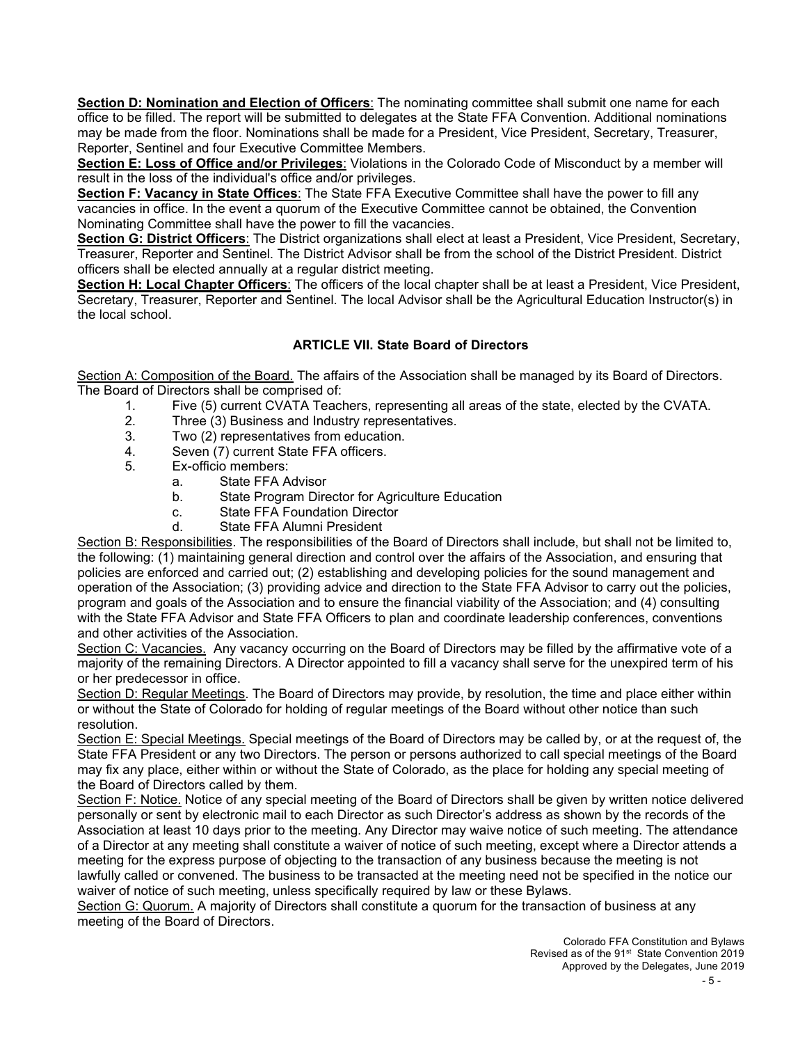**Section D: Nomination and Election of Officers**: The nominating committee shall submit one name for each office to be filled. The report will be submitted to delegates at the State FFA Convention. Additional nominations may be made from the floor. Nominations shall be made for a President, Vice President, Secretary, Treasurer, Reporter, Sentinel and four Executive Committee Members.

**Section E: Loss of Office and/or Privileges**: Violations in the Colorado Code of Misconduct by a member will result in the loss of the individual's office and/or privileges.

**Section F: Vacancy in State Offices**: The State FFA Executive Committee shall have the power to fill any vacancies in office. In the event a quorum of the Executive Committee cannot be obtained, the Convention Nominating Committee shall have the power to fill the vacancies.

**Section G: District Officers**: The District organizations shall elect at least a President, Vice President, Secretary, Treasurer, Reporter and Sentinel. The District Advisor shall be from the school of the District President. District officers shall be elected annually at a regular district meeting.

**Section H: Local Chapter Officers**: The officers of the local chapter shall be at least a President, Vice President, Secretary, Treasurer, Reporter and Sentinel. The local Advisor shall be the Agricultural Education Instructor(s) in the local school.

## ARTICLE VII. State Board of Directors

Section A: Composition of the Board. The affairs of the Association shall be managed by its Board of Directors. The Board of Directors shall be comprised of:

1. Five (5) current CVATA Teachers, representing all areas of the state, elected by the CVATA.
2. Three (3) Business and Industry representatives.
3. Two (2) representatives from education.
4. Seven (7) current State FFA officers.
5. Ex-officio members:
   a. State FFA Advisor
   b. State Program Director for Agriculture Education
   c. State FFA Foundation Director
   d. State FFA Alumni President

Section B: Responsibilities. The responsibilities of the Board of Directors shall include, but shall not be limited to, the following: (1) maintaining general direction and control over the affairs of the Association, and ensuring that policies are enforced and carried out; (2) establishing and developing policies for the sound management and operation of the Association; (3) providing advice and direction to the State FFA Advisor to carry out the policies, program and goals of the Association and to ensure the financial viability of the Association; and (4) consulting with the State FFA Advisor and State FFA Officers to plan and coordinate leadership conferences, conventions and other activities of the Association.

Section C: Vacancies. Any vacancy occurring on the Board of Directors may be filled by the affirmative vote of a majority of the remaining Directors. A Director appointed to fill a vacancy shall serve for the unexpired term of his or her predecessor in office.

Section D: Regular Meetings. The Board of Directors may provide, by resolution, the time and place either within or without the State of Colorado for holding of regular meetings of the Board without other notice than such resolution.

Section E: Special Meetings. Special meetings of the Board of Directors may be called by, or at the request of, the State FFA President or any two Directors. The person or persons authorized to call special meetings of the Board may fix any place, either within or without the State of Colorado, as the place for holding any special meeting of the Board of Directors called by them.

Section F: Notice. Notice of any special meeting of the Board of Directors shall be given by written notice delivered personally or sent by electronic mail to each Director as such Director's address as shown by the records of the Association at least 10 days prior to the meeting. Any Director may waive notice of such meeting. The attendance of a Director at any meeting shall constitute a waiver of notice of such meeting, except where a Director attends a meeting for the express purpose of objecting to the transaction of any business because the meeting is not lawfully called or convened. The business to be transacted at the meeting need not be specified in the notice our waiver of notice of such meeting, unless specifically required by law or these Bylaws.

Section G: Quorum. A majority of Directors shall constitute a quorum for the transaction of business at any meeting of the Board of Directors.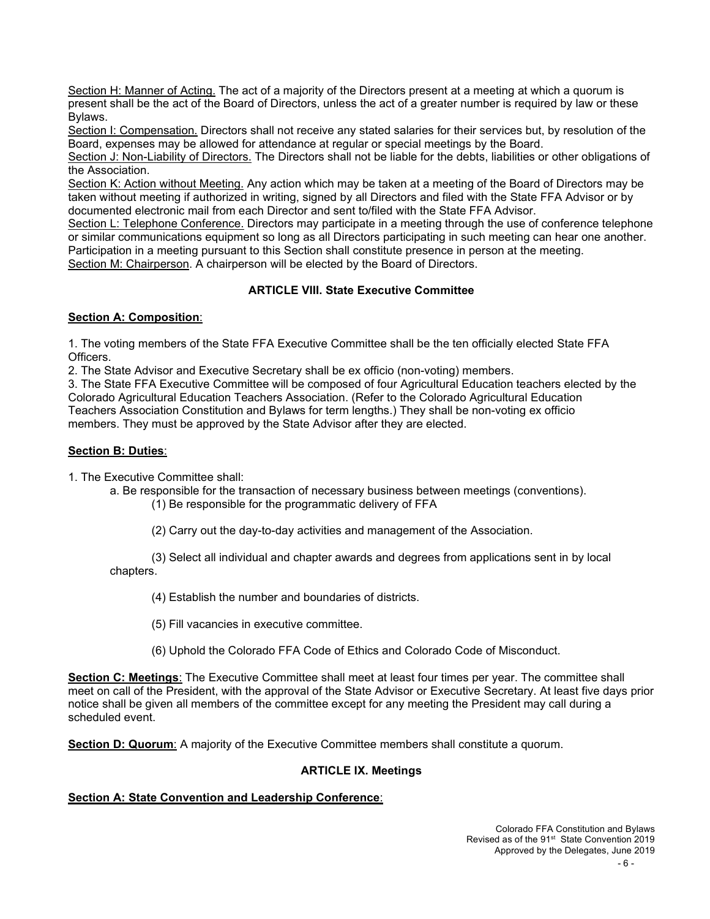Section H: Manner of Acting. The act of a majority of the Directors present at a meeting at which a quorum is present shall be the act of the Board of Directors, unless the act of a greater number is required by law or these Bylaws.
Section I: Compensation. Directors shall not receive any stated salaries for their services but, by resolution of the Board, expenses may be allowed for attendance at regular or special meetings by the Board.
Section J: Non-Liability of Directors. The Directors shall not be liable for the debts, liabilities or other obligations of the Association.
Section K: Action without Meeting. Any action which may be taken at a meeting of the Board of Directors may be taken without meeting if authorized in writing, signed by all Directors and filed with the State FFA Advisor or by documented electronic mail from each Director and sent to/filed with the State FFA Advisor.
Section L: Telephone Conference. Directors may participate in a meeting through the use of conference telephone or similar communications equipment so long as all Directors participating in such meeting can hear one another. Participation in a meeting pursuant to this Section shall constitute presence in person at the meeting.
Section M: Chairperson. A chairperson will be elected by the Board of Directors.

## ARTICLE VIII. State Executive Committee

**Section A: Composition**:

1. The voting members of the State FFA Executive Committee shall be the ten officially elected State FFA Officers.
2. The State Advisor and Executive Secretary shall be ex officio (non-voting) members.
3. The State FFA Executive Committee will be composed of four Agricultural Education teachers elected by the Colorado Agricultural Education Teachers Association. (Refer to the Colorado Agricultural Education Teachers Association Constitution and Bylaws for term lengths.) They shall be non-voting ex officio members. They must be approved by the State Advisor after they are elected.

**Section B: Duties**:

1. The Executive Committee shall:
   a. Be responsible for the transaction of necessary business between meetings (conventions).
      (1) Be responsible for the programmatic delivery of FFA
      (2) Carry out the day-to-day activities and management of the Association.
      (3) Select all individual and chapter awards and degrees from applications sent in by local chapters.
      (4) Establish the number and boundaries of districts.
      (5) Fill vacancies in executive committee.
      (6) Uphold the Colorado FFA Code of Ethics and Colorado Code of Misconduct.

**Section C: Meetings**: The Executive Committee shall meet at least four times per year. The committee shall meet on call of the President, with the approval of the State Advisor or Executive Secretary. At least five days prior notice shall be given all members of the committee except for any meeting the President may call during a scheduled event.

**Section D: Quorum**: A majority of the Executive Committee members shall constitute a quorum.

## ARTICLE IX. Meetings

**Section A: State Convention and Leadership Conference**: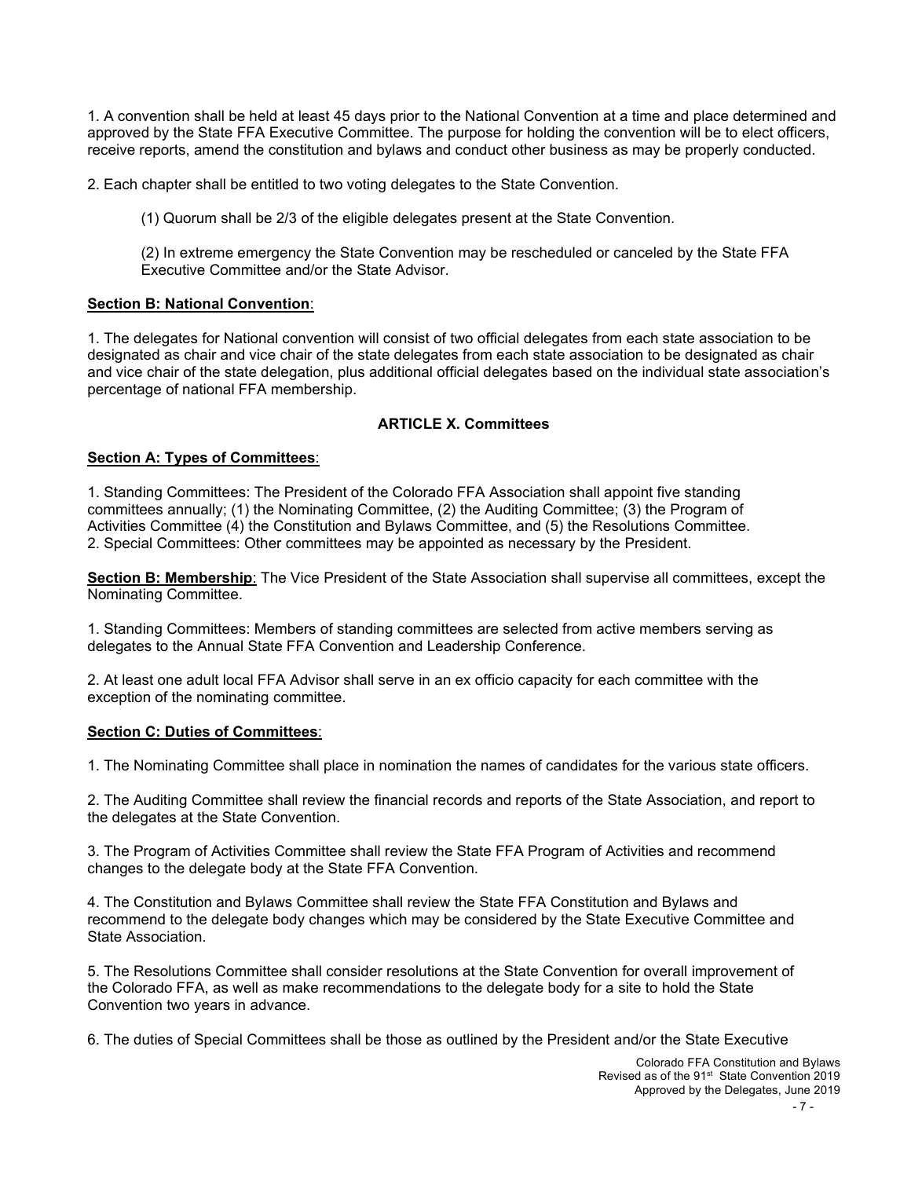1. A convention shall be held at least 45 days prior to the National Convention at a time and place determined and approved by the State FFA Executive Committee. The purpose for holding the convention will be to elect officers, receive reports, amend the constitution and bylaws and conduct other business as may be properly conducted.

2. Each chapter shall be entitled to two voting delegates to the State Convention.

(1) Quorum shall be 2/3 of the eligible delegates present at the State Convention.

(2) In extreme emergency the State Convention may be rescheduled or canceled by the State FFA Executive Committee and/or the State Advisor.

**Section B: National Convention**:

1. The delegates for National convention will consist of two official delegates from each state association to be designated as chair and vice chair of the state delegates from each state association to be designated as chair and vice chair of the state delegation, plus additional official delegates based on the individual state association's percentage of national FFA membership.

## ARTICLE X. Committees

**Section A: Types of Committees**:

1. Standing Committees: The President of the Colorado FFA Association shall appoint five standing committees annually; (1) the Nominating Committee, (2) the Auditing Committee; (3) the Program of Activities Committee (4) the Constitution and Bylaws Committee, and (5) the Resolutions Committee.
2. Special Committees: Other committees may be appointed as necessary by the President.

**Section B: Membership**: The Vice President of the State Association shall supervise all committees, except the Nominating Committee.

1. Standing Committees: Members of standing committees are selected from active members serving as delegates to the Annual State FFA Convention and Leadership Conference.

2. At least one adult local FFA Advisor shall serve in an ex officio capacity for each committee with the exception of the nominating committee.

**Section C: Duties of Committees**:

1. The Nominating Committee shall place in nomination the names of candidates for the various state officers.

2. The Auditing Committee shall review the financial records and reports of the State Association, and report to the delegates at the State Convention.

3. The Program of Activities Committee shall review the State FFA Program of Activities and recommend changes to the delegate body at the State FFA Convention.

4. The Constitution and Bylaws Committee shall review the State FFA Constitution and Bylaws and recommend to the delegate body changes which may be considered by the State Executive Committee and State Association.

5. The Resolutions Committee shall consider resolutions at the State Convention for overall improvement of the Colorado FFA, as well as make recommendations to the delegate body for a site to hold the State Convention two years in advance.

6. The duties of Special Committees shall be those as outlined by the President and/or the State Executive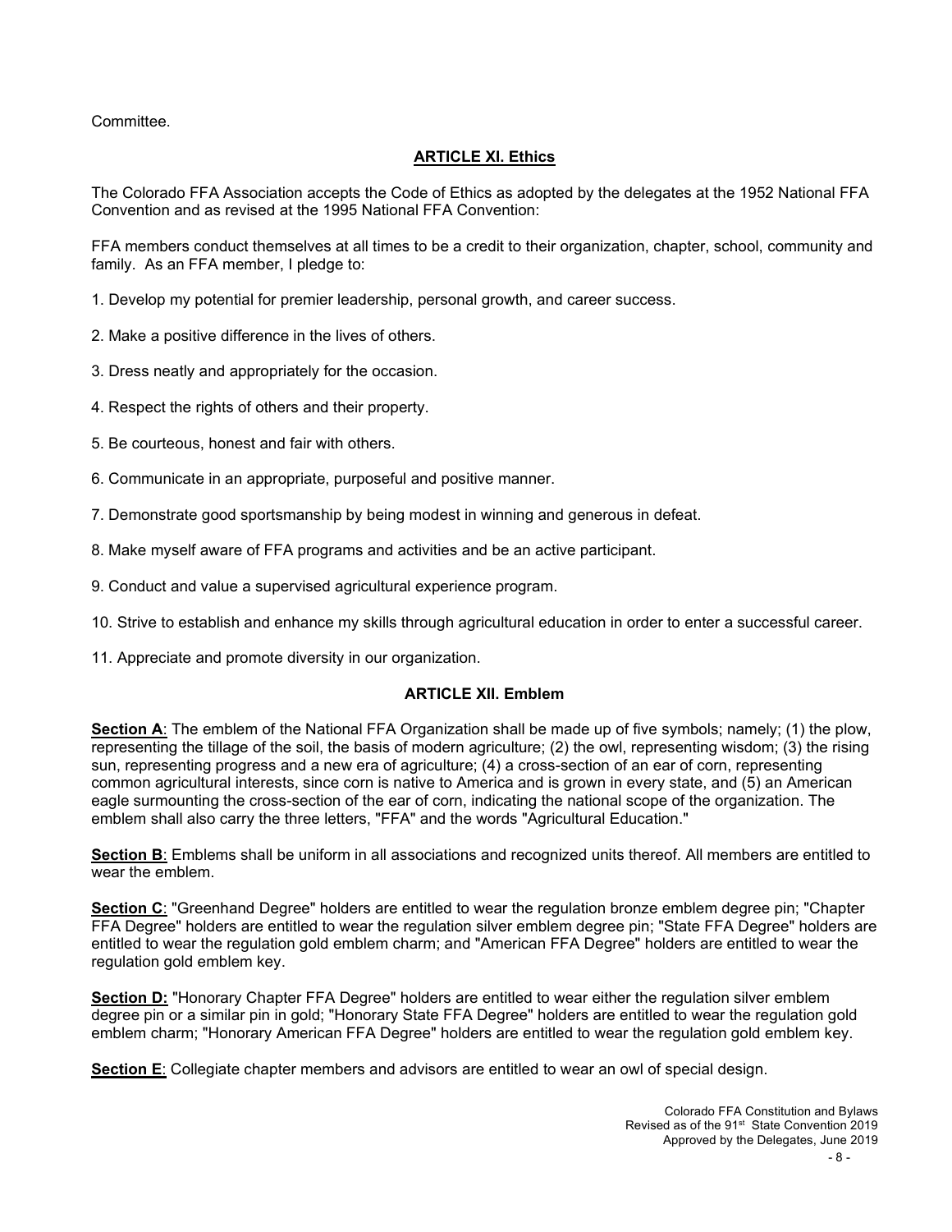Committee.

## ARTICLE XI. Ethics

The Colorado FFA Association accepts the Code of Ethics as adopted by the delegates at the 1952 National FFA Convention and as revised at the 1995 National FFA Convention:

FFA members conduct themselves at all times to be a credit to their organization, chapter, school, community and family. As an FFA member, I pledge to:

1. Develop my potential for premier leadership, personal growth, and career success.

2. Make a positive difference in the lives of others.

3. Dress neatly and appropriately for the occasion.

4. Respect the rights of others and their property.

5. Be courteous, honest and fair with others.

6. Communicate in an appropriate, purposeful and positive manner.

7. Demonstrate good sportsmanship by being modest in winning and generous in defeat.

8. Make myself aware of FFA programs and activities and be an active participant.

9. Conduct and value a supervised agricultural experience program.

10. Strive to establish and enhance my skills through agricultural education in order to enter a successful career.

11. Appreciate and promote diversity in our organization.

## ARTICLE XII. Emblem

**Section A**: The emblem of the National FFA Organization shall be made up of five symbols; namely; (1) the plow, representing the tillage of the soil, the basis of modern agriculture; (2) the owl, representing wisdom; (3) the rising sun, representing progress and a new era of agriculture; (4) a cross-section of an ear of corn, representing common agricultural interests, since corn is native to America and is grown in every state, and (5) an American eagle surmounting the cross-section of the ear of corn, indicating the national scope of the organization. The emblem shall also carry the three letters, "FFA" and the words "Agricultural Education."

**Section B**: Emblems shall be uniform in all associations and recognized units thereof. All members are entitled to wear the emblem.

**Section C**: "Greenhand Degree" holders are entitled to wear the regulation bronze emblem degree pin; "Chapter FFA Degree" holders are entitled to wear the regulation silver emblem degree pin; "State FFA Degree" holders are entitled to wear the regulation gold emblem charm; and "American FFA Degree" holders are entitled to wear the regulation gold emblem key.

**Section D:** "Honorary Chapter FFA Degree" holders are entitled to wear either the regulation silver emblem degree pin or a similar pin in gold; "Honorary State FFA Degree" holders are entitled to wear the regulation gold emblem charm; "Honorary American FFA Degree" holders are entitled to wear the regulation gold emblem key.

**Section E**: Collegiate chapter members and advisors are entitled to wear an owl of special design.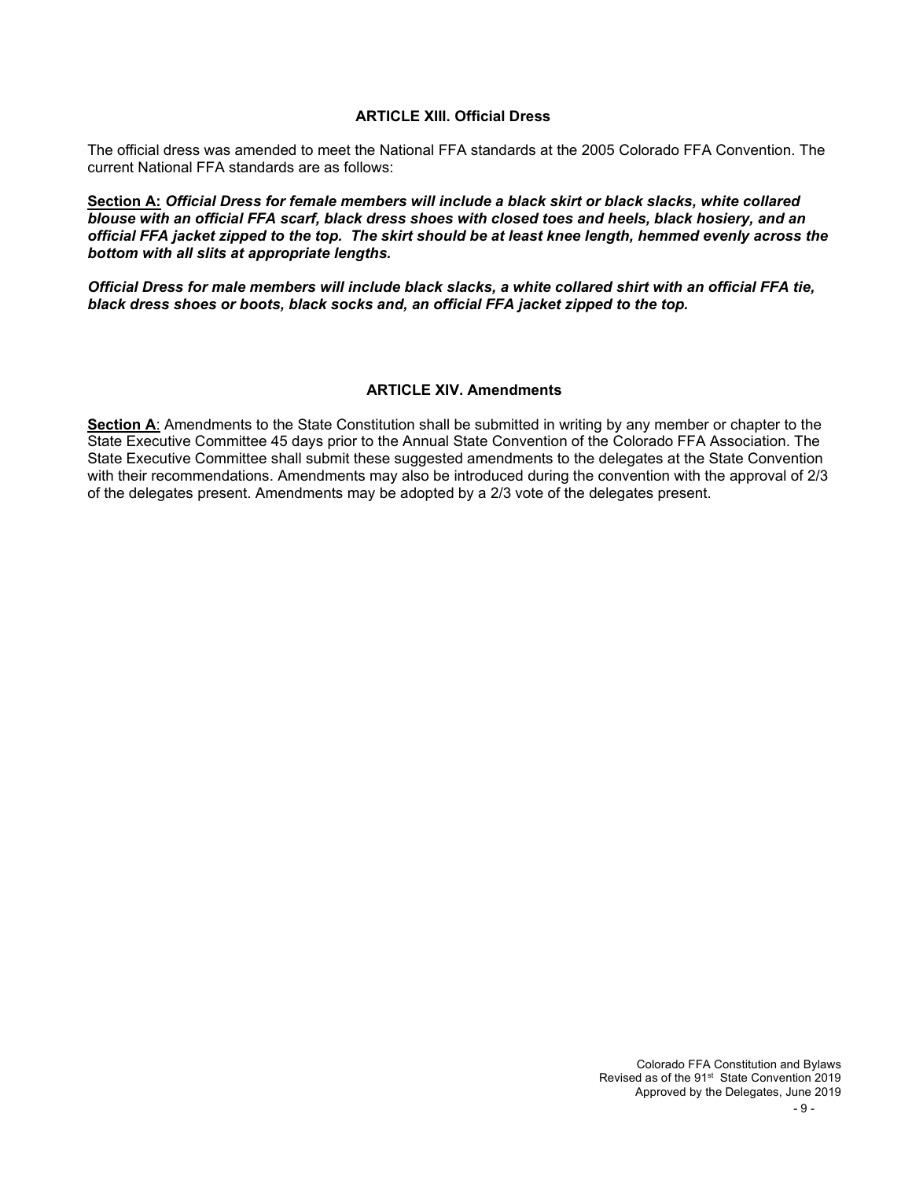## ARTICLE XIII. Official Dress

The official dress was amended to meet the National FFA standards at the 2005 Colorado FFA Convention. The current National FFA standards are as follows:

**Section A:** ***Official Dress for female members will include a black skirt or black slacks, white collared blouse with an official FFA scarf, black dress shoes with closed toes and heels, black hosiery, and an official FFA jacket zipped to the top. The skirt should be at least knee length, hemmed evenly across the bottom with all slits at appropriate lengths.***

***Official Dress for male members will include black slacks, a white collared shirt with an official FFA tie, black dress shoes or boots, black socks and, an official FFA jacket zipped to the top.***

## ARTICLE XIV. Amendments

**Section A**: Amendments to the State Constitution shall be submitted in writing by any member or chapter to the State Executive Committee 45 days prior to the Annual State Convention of the Colorado FFA Association. The State Executive Committee shall submit these suggested amendments to the delegates at the State Convention with their recommendations. Amendments may also be introduced during the convention with the approval of 2/3 of the delegates present. Amendments may be adopted by a 2/3 vote of the delegates present.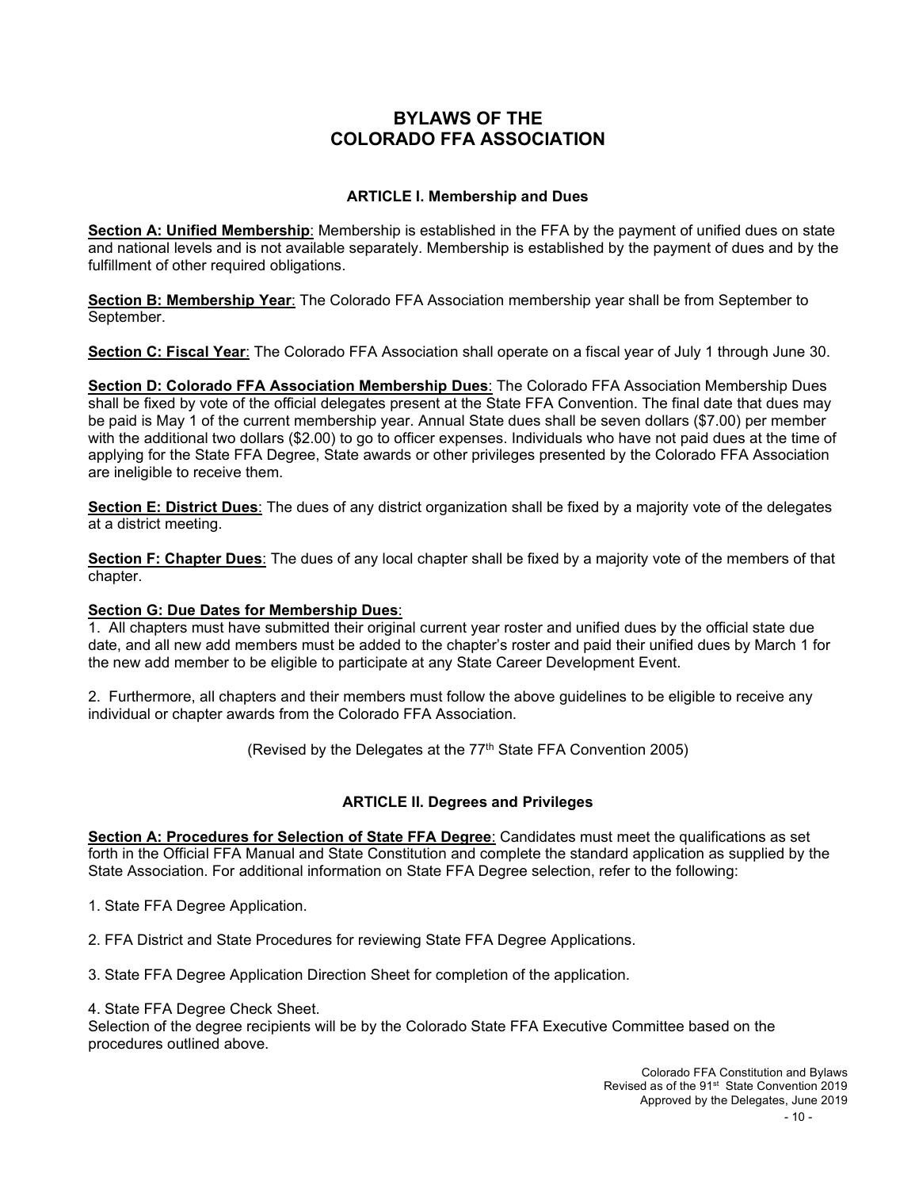# BYLAWS OF THE COLORADO FFA ASSOCIATION

## ARTICLE I. Membership and Dues

**Section A: Unified Membership**: Membership is established in the FFA by the payment of unified dues on state and national levels and is not available separately. Membership is established by the payment of dues and by the fulfillment of other required obligations.

**Section B: Membership Year**: The Colorado FFA Association membership year shall be from September to September.

**Section C: Fiscal Year**: The Colorado FFA Association shall operate on a fiscal year of July 1 through June 30.

**Section D: Colorado FFA Association Membership Dues**: The Colorado FFA Association Membership Dues shall be fixed by vote of the official delegates present at the State FFA Convention. The final date that dues may be paid is May 1 of the current membership year. Annual State dues shall be seven dollars ($7.00) per member with the additional two dollars ($2.00) to go to officer expenses. Individuals who have not paid dues at the time of applying for the State FFA Degree, State awards or other privileges presented by the Colorado FFA Association are ineligible to receive them.

**Section E: District Dues**: The dues of any district organization shall be fixed by a majority vote of the delegates at a district meeting.

**Section F: Chapter Dues**: The dues of any local chapter shall be fixed by a majority vote of the members of that chapter.

**Section G: Due Dates for Membership Dues**:

1. All chapters must have submitted their original current year roster and unified dues by the official state due date, and all new add members must be added to the chapter's roster and paid their unified dues by March 1 for the new add member to be eligible to participate at any State Career Development Event.

2. Furthermore, all chapters and their members must follow the above guidelines to be eligible to receive any individual or chapter awards from the Colorado FFA Association.

(Revised by the Delegates at the 77th State FFA Convention 2005)

## ARTICLE II. Degrees and Privileges

**Section A: Procedures for Selection of State FFA Degree**: Candidates must meet the qualifications as set forth in the Official FFA Manual and State Constitution and complete the standard application as supplied by the State Association. For additional information on State FFA Degree selection, refer to the following:

1. State FFA Degree Application.

2. FFA District and State Procedures for reviewing State FFA Degree Applications.

3. State FFA Degree Application Direction Sheet for completion of the application.

4. State FFA Degree Check Sheet.

Selection of the degree recipients will be by the Colorado State FFA Executive Committee based on the procedures outlined above.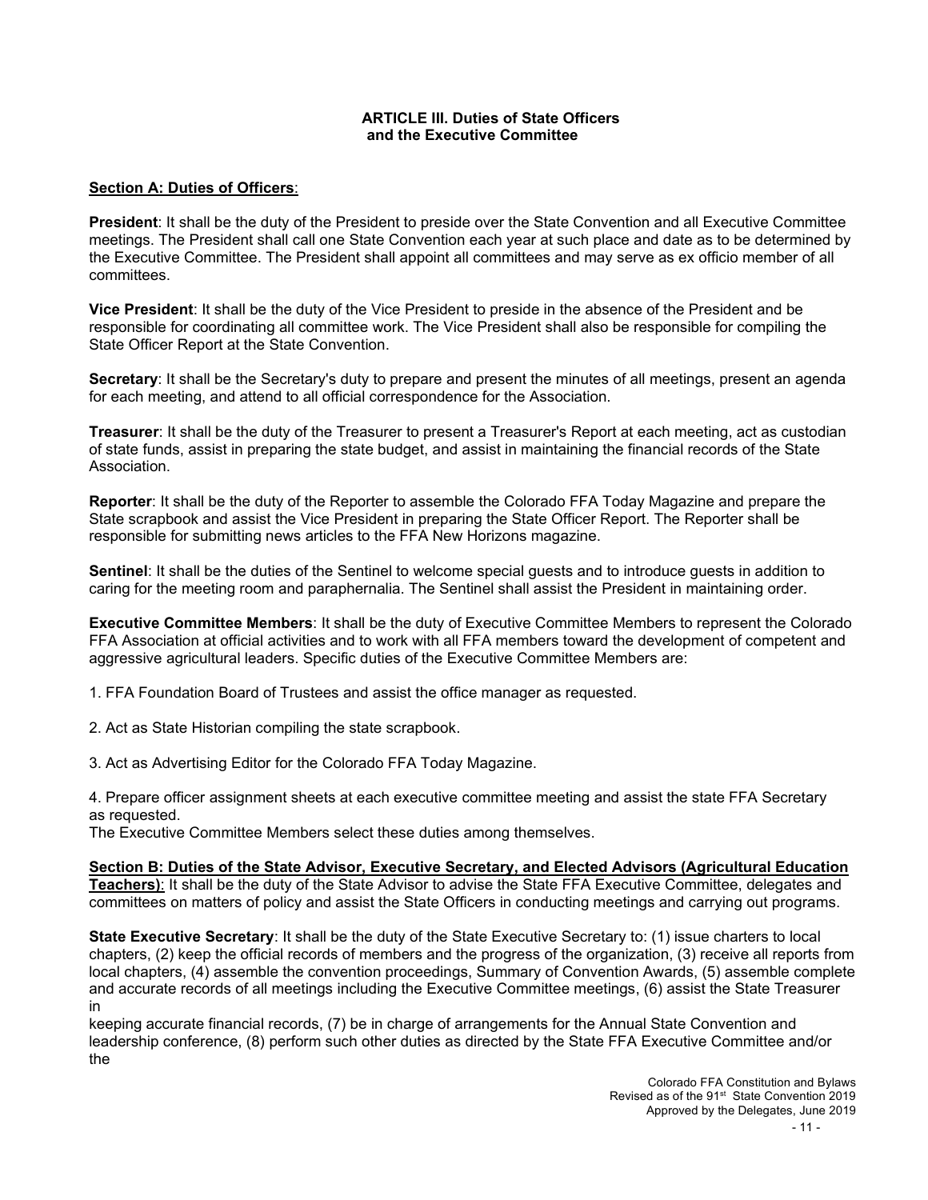## ARTICLE III. Duties of State Officers and the Executive Committee

**Section A: Duties of Officers**:

**President**: It shall be the duty of the President to preside over the State Convention and all Executive Committee meetings. The President shall call one State Convention each year at such place and date as to be determined by the Executive Committee. The President shall appoint all committees and may serve as ex officio member of all committees.

**Vice President**: It shall be the duty of the Vice President to preside in the absence of the President and be responsible for coordinating all committee work. The Vice President shall also be responsible for compiling the State Officer Report at the State Convention.

**Secretary**: It shall be the Secretary's duty to prepare and present the minutes of all meetings, present an agenda for each meeting, and attend to all official correspondence for the Association.

**Treasurer**: It shall be the duty of the Treasurer to present a Treasurer's Report at each meeting, act as custodian of state funds, assist in preparing the state budget, and assist in maintaining the financial records of the State Association.

**Reporter**: It shall be the duty of the Reporter to assemble the Colorado FFA Today Magazine and prepare the State scrapbook and assist the Vice President in preparing the State Officer Report. The Reporter shall be responsible for submitting news articles to the FFA New Horizons magazine.

**Sentinel**: It shall be the duties of the Sentinel to welcome special guests and to introduce guests in addition to caring for the meeting room and paraphernalia. The Sentinel shall assist the President in maintaining order.

**Executive Committee Members**: It shall be the duty of Executive Committee Members to represent the Colorado FFA Association at official activities and to work with all FFA members toward the development of competent and aggressive agricultural leaders. Specific duties of the Executive Committee Members are:

1. FFA Foundation Board of Trustees and assist the office manager as requested.

2. Act as State Historian compiling the state scrapbook.

3. Act as Advertising Editor for the Colorado FFA Today Magazine.

4. Prepare officer assignment sheets at each executive committee meeting and assist the state FFA Secretary as requested.

The Executive Committee Members select these duties among themselves.

**Section B: Duties of the State Advisor, Executive Secretary, and Elected Advisors (Agricultural Education Teachers)**: It shall be the duty of the State Advisor to advise the State FFA Executive Committee, delegates and committees on matters of policy and assist the State Officers in conducting meetings and carrying out programs.

**State Executive Secretary**: It shall be the duty of the State Executive Secretary to: (1) issue charters to local chapters, (2) keep the official records of members and the progress of the organization, (3) receive all reports from local chapters, (4) assemble the convention proceedings, Summary of Convention Awards, (5) assemble complete and accurate records of all meetings including the Executive Committee meetings, (6) assist the State Treasurer in keeping accurate financial records, (7) be in charge of arrangements for the Annual State Convention and leadership conference, (8) perform such other duties as directed by the State FFA Executive Committee and/or the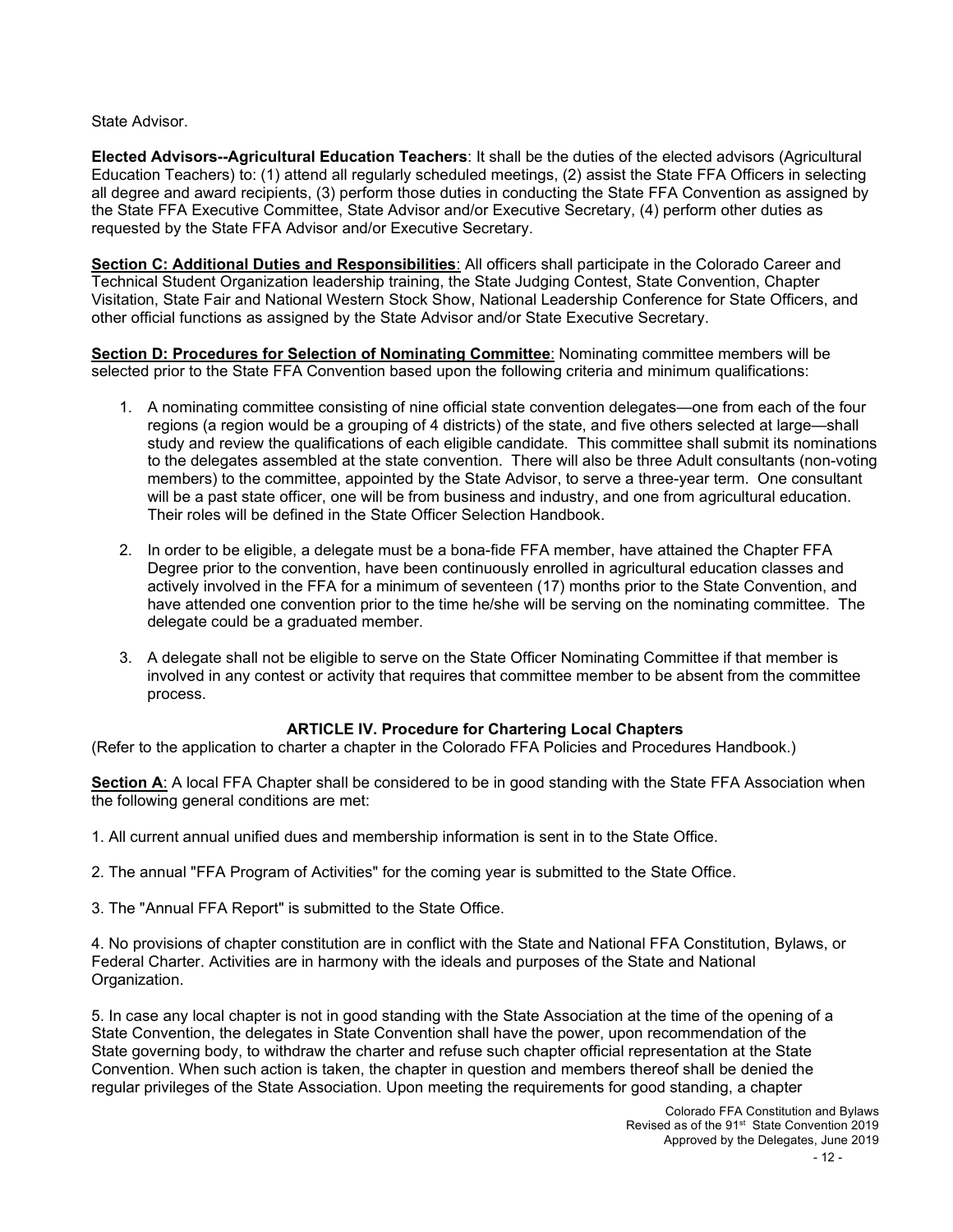State Advisor.

**Elected Advisors--Agricultural Education Teachers**: It shall be the duties of the elected advisors (Agricultural Education Teachers) to: (1) attend all regularly scheduled meetings, (2) assist the State FFA Officers in selecting all degree and award recipients, (3) perform those duties in conducting the State FFA Convention as assigned by the State FFA Executive Committee, State Advisor and/or Executive Secretary, (4) perform other duties as requested by the State FFA Advisor and/or Executive Secretary.

**Section C: Additional Duties and Responsibilities**: All officers shall participate in the Colorado Career and Technical Student Organization leadership training, the State Judging Contest, State Convention, Chapter Visitation, State Fair and National Western Stock Show, National Leadership Conference for State Officers, and other official functions as assigned by the State Advisor and/or State Executive Secretary.

**Section D: Procedures for Selection of Nominating Committee**: Nominating committee members will be selected prior to the State FFA Convention based upon the following criteria and minimum qualifications:

1. A nominating committee consisting of nine official state convention delegates—one from each of the four regions (a region would be a grouping of 4 districts) of the state, and five others selected at large—shall study and review the qualifications of each eligible candidate. This committee shall submit its nominations to the delegates assembled at the state convention. There will also be three Adult consultants (non-voting members) to the committee, appointed by the State Advisor, to serve a three-year term. One consultant will be a past state officer, one will be from business and industry, and one from agricultural education. Their roles will be defined in the State Officer Selection Handbook.

2. In order to be eligible, a delegate must be a bona-fide FFA member, have attained the Chapter FFA Degree prior to the convention, have been continuously enrolled in agricultural education classes and actively involved in the FFA for a minimum of seventeen (17) months prior to the State Convention, and have attended one convention prior to the time he/she will be serving on the nominating committee. The delegate could be a graduated member.

3. A delegate shall not be eligible to serve on the State Officer Nominating Committee if that member is involved in any contest or activity that requires that committee member to be absent from the committee process.

## ARTICLE IV. Procedure for Chartering Local Chapters

(Refer to the application to charter a chapter in the Colorado FFA Policies and Procedures Handbook.)

**Section A**: A local FFA Chapter shall be considered to be in good standing with the State FFA Association when the following general conditions are met:

1. All current annual unified dues and membership information is sent in to the State Office.

2. The annual "FFA Program of Activities" for the coming year is submitted to the State Office.

3. The "Annual FFA Report" is submitted to the State Office.

4. No provisions of chapter constitution are in conflict with the State and National FFA Constitution, Bylaws, or Federal Charter. Activities are in harmony with the ideals and purposes of the State and National Organization.

5. In case any local chapter is not in good standing with the State Association at the time of the opening of a State Convention, the delegates in State Convention shall have the power, upon recommendation of the State governing body, to withdraw the charter and refuse such chapter official representation at the State Convention. When such action is taken, the chapter in question and members thereof shall be denied the regular privileges of the State Association. Upon meeting the requirements for good standing, a chapter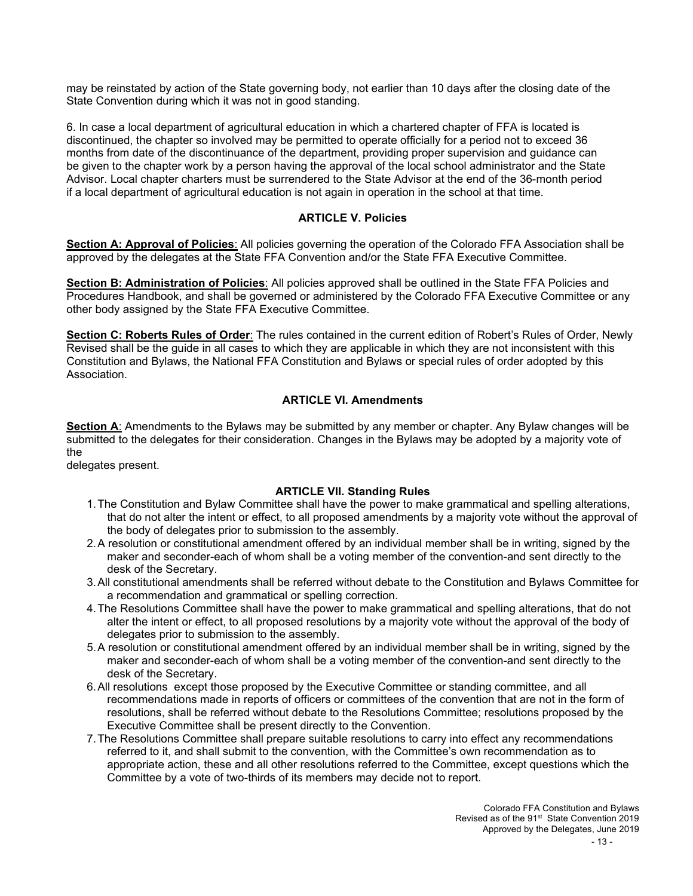may be reinstated by action of the State governing body, not earlier than 10 days after the closing date of the State Convention during which it was not in good standing.

6. In case a local department of agricultural education in which a chartered chapter of FFA is located is discontinued, the chapter so involved may be permitted to operate officially for a period not to exceed 36 months from date of the discontinuance of the department, providing proper supervision and guidance can be given to the chapter work by a person having the approval of the local school administrator and the State Advisor. Local chapter charters must be surrendered to the State Advisor at the end of the 36-month period if a local department of agricultural education is not again in operation in the school at that time.

### ARTICLE V. Policies

**Section A: Approval of Policies**: All policies governing the operation of the Colorado FFA Association shall be approved by the delegates at the State FFA Convention and/or the State FFA Executive Committee.

**Section B: Administration of Policies**: All policies approved shall be outlined in the State FFA Policies and Procedures Handbook, and shall be governed or administered by the Colorado FFA Executive Committee or any other body assigned by the State FFA Executive Committee.

**Section C: Roberts Rules of Order**: The rules contained in the current edition of Robert's Rules of Order, Newly Revised shall be the guide in all cases to which they are applicable in which they are not inconsistent with this Constitution and Bylaws, the National FFA Constitution and Bylaws or special rules of order adopted by this Association.

### ARTICLE VI. Amendments

**Section A**: Amendments to the Bylaws may be submitted by any member or chapter. Any Bylaw changes will be submitted to the delegates for their consideration. Changes in the Bylaws may be adopted by a majority vote of the
delegates present.

### ARTICLE VII. Standing Rules

1. The Constitution and Bylaw Committee shall have the power to make grammatical and spelling alterations, that do not alter the intent or effect, to all proposed amendments by a majority vote without the approval of the body of delegates prior to submission to the assembly.
2. A resolution or constitutional amendment offered by an individual member shall be in writing, signed by the maker and seconder-each of whom shall be a voting member of the convention-and sent directly to the desk of the Secretary.
3. All constitutional amendments shall be referred without debate to the Constitution and Bylaws Committee for a recommendation and grammatical or spelling correction.
4. The Resolutions Committee shall have the power to make grammatical and spelling alterations, that do not alter the intent or effect, to all proposed resolutions by a majority vote without the approval of the body of delegates prior to submission to the assembly.
5. A resolution or constitutional amendment offered by an individual member shall be in writing, signed by the maker and seconder-each of whom shall be a voting member of the convention-and sent directly to the desk of the Secretary.
6. All resolutions except those proposed by the Executive Committee or standing committee, and all recommendations made in reports of officers or committees of the convention that are not in the form of resolutions, shall be referred without debate to the Resolutions Committee; resolutions proposed by the Executive Committee shall be present directly to the Convention.
7. The Resolutions Committee shall prepare suitable resolutions to carry into effect any recommendations referred to it, and shall submit to the convention, with the Committee's own recommendation as to appropriate action, these and all other resolutions referred to the Committee, except questions which the Committee by a vote of two-thirds of its members may decide not to report.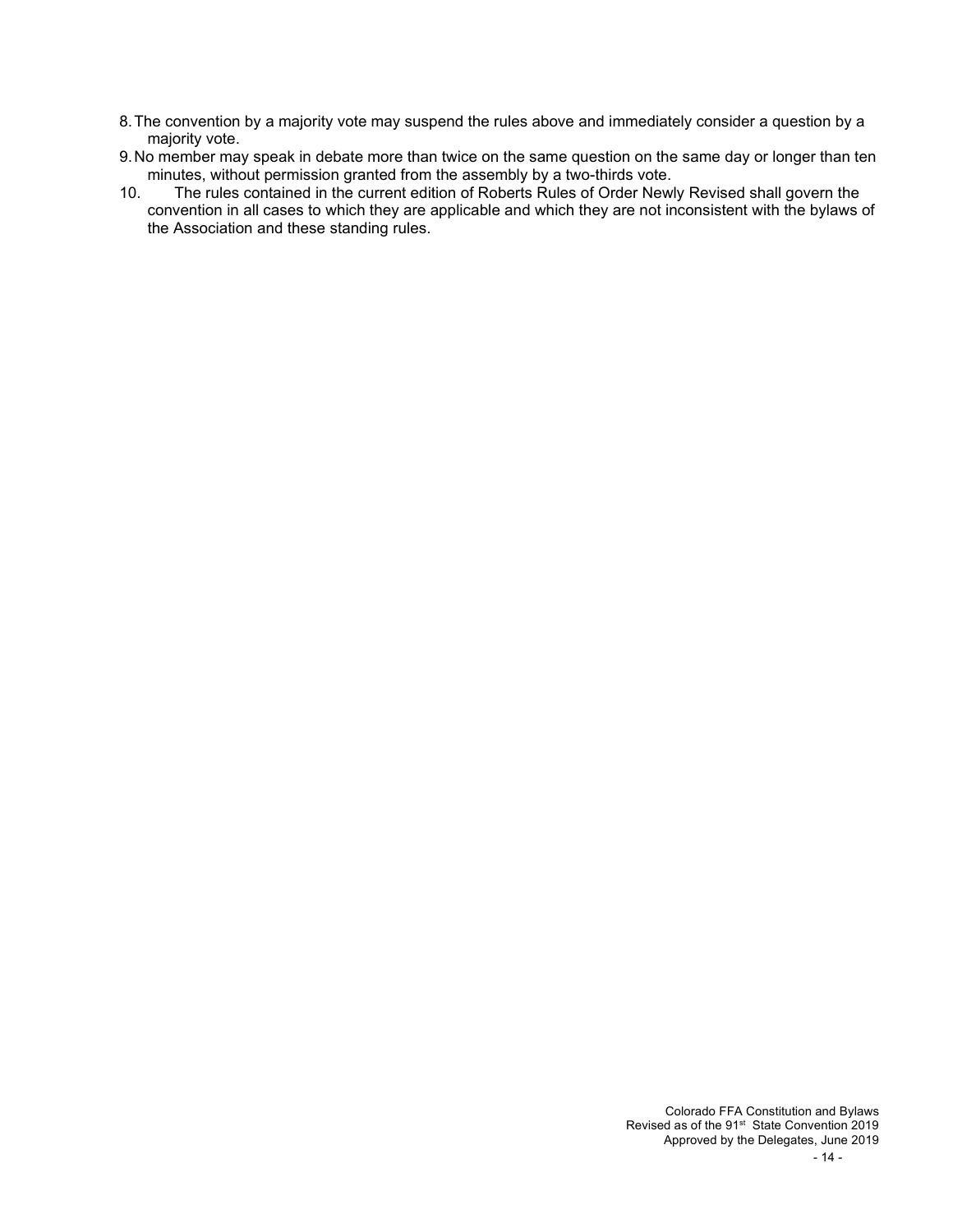8. The convention by a majority vote may suspend the rules above and immediately consider a question by a majority vote.
9. No member may speak in debate more than twice on the same question on the same day or longer than ten minutes, without permission granted from the assembly by a two-thirds vote.
10. The rules contained in the current edition of Roberts Rules of Order Newly Revised shall govern the convention in all cases to which they are applicable and which they are not inconsistent with the bylaws of the Association and these standing rules.